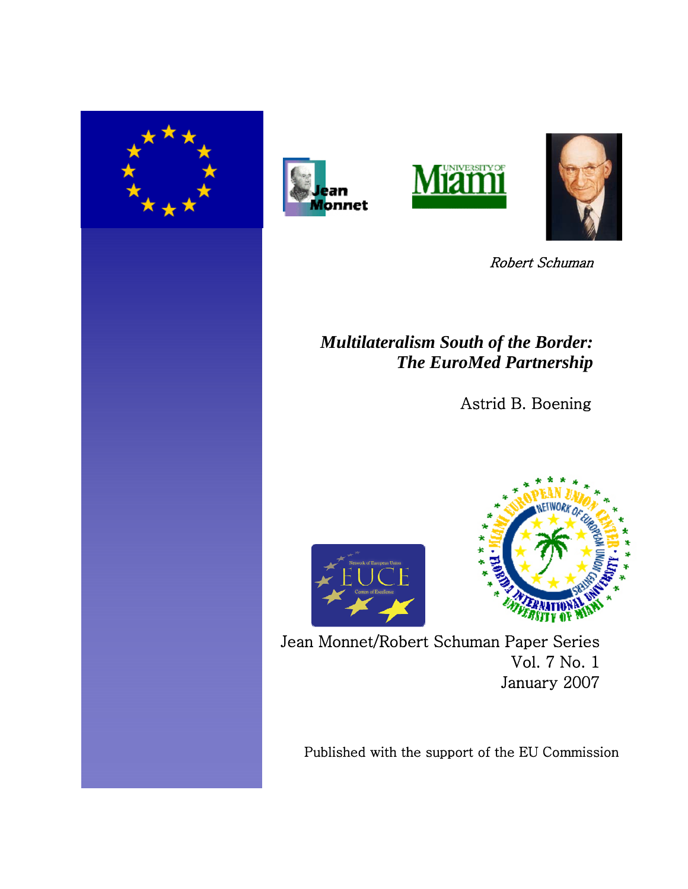Robert Schuman

# *Multilateralism South of the Border: The EuroMed Partnership*

Astrid B. Boening

Jean Monnet/Robert Schuman Paper Series
Vol. 7 No. 1
January 2007

Published with the support of the EU Commission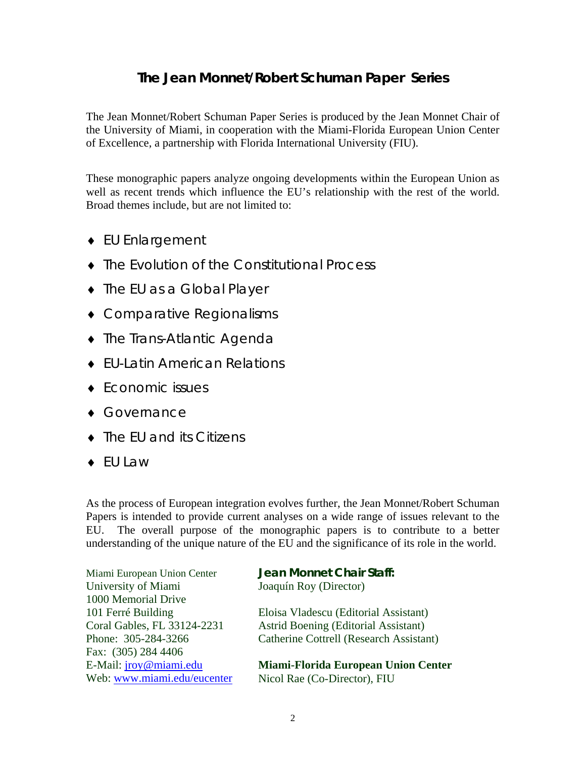# The Jean Monnet/Robert Schuman Paper Series

The Jean Monnet/Robert Schuman Paper Series is produced by the Jean Monnet Chair of the University of Miami, in cooperation with the Miami-Florida European Union Center of Excellence, a partnership with Florida International University (FIU).

These monographic papers analyze ongoing developments within the European Union as well as recent trends which influence the EU's relationship with the rest of the world. Broad themes include, but are not limited to:

- EU Enlargement
- The Evolution of the Constitutional Process
- The EU as a Global Player
- Comparative Regionalisms
- The Trans-Atlantic Agenda
- EU-Latin American Relations
- Economic issues
- Governance
- The EU and its Citizens
- EU Law

As the process of European integration evolves further, the Jean Monnet/Robert Schuman Papers is intended to provide current analyses on a wide range of issues relevant to the EU. The overall purpose of the monographic papers is to contribute to a better understanding of the unique nature of the EU and the significance of its role in the world.

Miami European Union Center
University of Miami
1000 Memorial Drive
101 Ferré Building
Coral Gables, FL 33124-2231
Phone: 305-284-3266
Fax: (305) 284 4406
E-Mail: jroy@miami.edu
Web: www.miami.edu/eucenter

**Jean Monnet Chair Staff:**
Joaquín Roy (Director)

Eloisa Vladescu (Editorial Assistant)
Astrid Boening (Editorial Assistant)
Catherine Cottrell (Research Assistant)

**Miami-Florida European Union Center**
Nicol Rae (Co-Director), FIU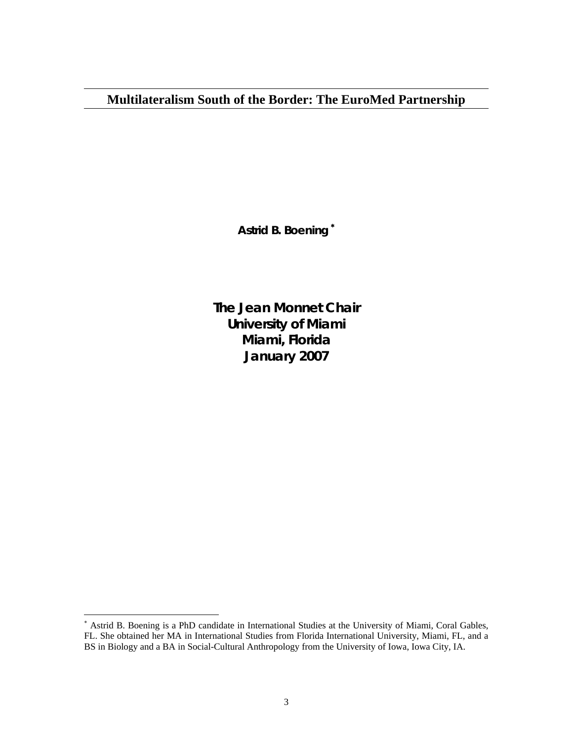# Multilateralism South of the Border: The EuroMed Partnership

**Astrid B. Boening** [*]

**The Jean Monnet Chair**
**University of Miami**
**Miami, Florida**
**January 2007**

[*] Astrid B. Boening is a PhD candidate in International Studies at the University of Miami, Coral Gables, FL. She obtained her MA in International Studies from Florida International University, Miami, FL, and a BS in Biology and a BA in Social-Cultural Anthropology from the University of Iowa, Iowa City, IA.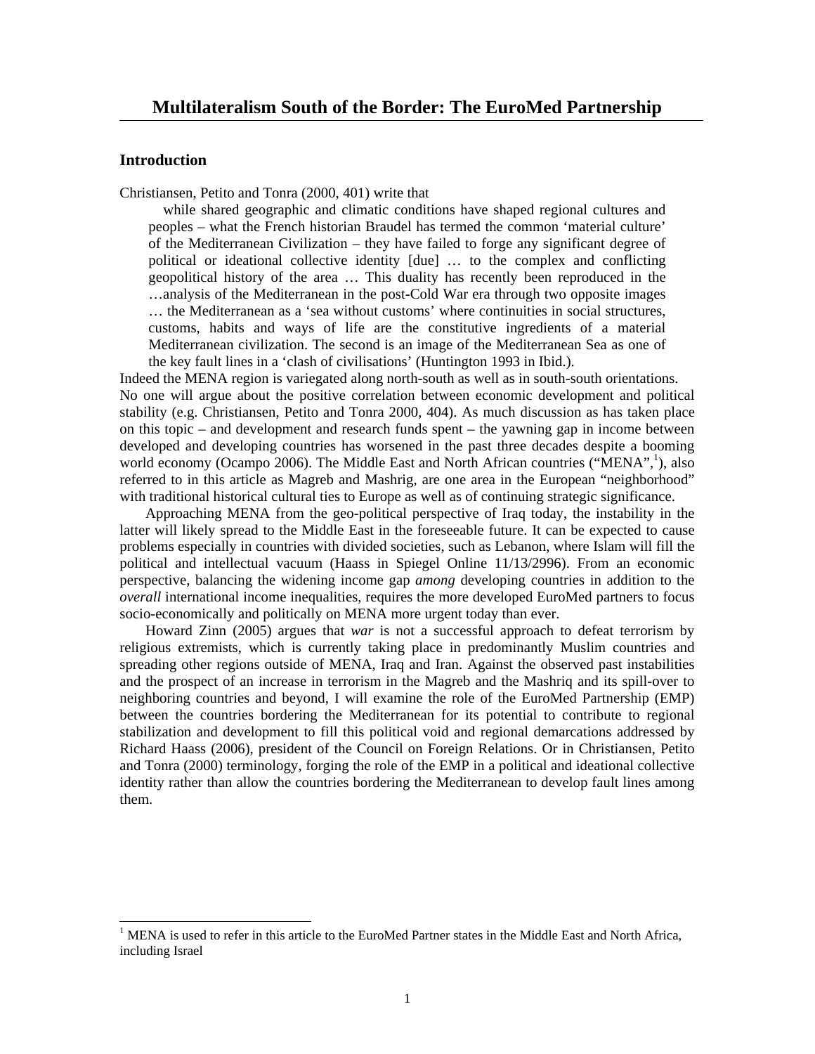# Multilateralism South of the Border: The EuroMed Partnership

## Introduction

Christiansen, Petito and Tonra (2000, 401) write that

> while shared geographic and climatic conditions have shaped regional cultures and peoples – what the French historian Braudel has termed the common 'material culture' of the Mediterranean Civilization – they have failed to forge any significant degree of political or ideational collective identity [due] … to the complex and conflicting geopolitical history of the area … This duality has recently been reproduced in the …analysis of the Mediterranean in the post-Cold War era through two opposite images … the Mediterranean as a 'sea without customs' where continuities in social structures, customs, habits and ways of life are the constitutive ingredients of a material Mediterranean civilization. The second is an image of the Mediterranean Sea as one of the key fault lines in a 'clash of civilisations' (Huntington 1993 in Ibid.).

Indeed the MENA region is variegated along north-south as well as in south-south orientations. No one will argue about the positive correlation between economic development and political stability (e.g. Christiansen, Petito and Tonra 2000, 404). As much discussion as has taken place on this topic – and development and research funds spent – the yawning gap in income between developed and developing countries has worsened in the past three decades despite a booming world economy (Ocampo 2006). The Middle East and North African countries ("MENA",[1]), also referred to in this article as Magreb and Mashrig, are one area in the European "neighborhood" with traditional historical cultural ties to Europe as well as of continuing strategic significance.

Approaching MENA from the geo-political perspective of Iraq today, the instability in the latter will likely spread to the Middle East in the foreseeable future. It can be expected to cause problems especially in countries with divided societies, such as Lebanon, where Islam will fill the political and intellectual vacuum (Haass in Spiegel Online 11/13/2996). From an economic perspective, balancing the widening income gap *among* developing countries in addition to the *overall* international income inequalities, requires the more developed EuroMed partners to focus socio-economically and politically on MENA more urgent today than ever.

Howard Zinn (2005) argues that *war* is not a successful approach to defeat terrorism by religious extremists, which is currently taking place in predominantly Muslim countries and spreading other regions outside of MENA, Iraq and Iran. Against the observed past instabilities and the prospect of an increase in terrorism in the Magreb and the Mashriq and its spill-over to neighboring countries and beyond, I will examine the role of the EuroMed Partnership (EMP) between the countries bordering the Mediterranean for its potential to contribute to regional stabilization and development to fill this political void and regional demarcations addressed by Richard Haass (2006), president of the Council on Foreign Relations. Or in Christiansen, Petito and Tonra (2000) terminology, forging the role of the EMP in a political and ideational collective identity rather than allow the countries bordering the Mediterranean to develop fault lines among them.

[1] MENA is used to refer in this article to the EuroMed Partner states in the Middle East and North Africa, including Israel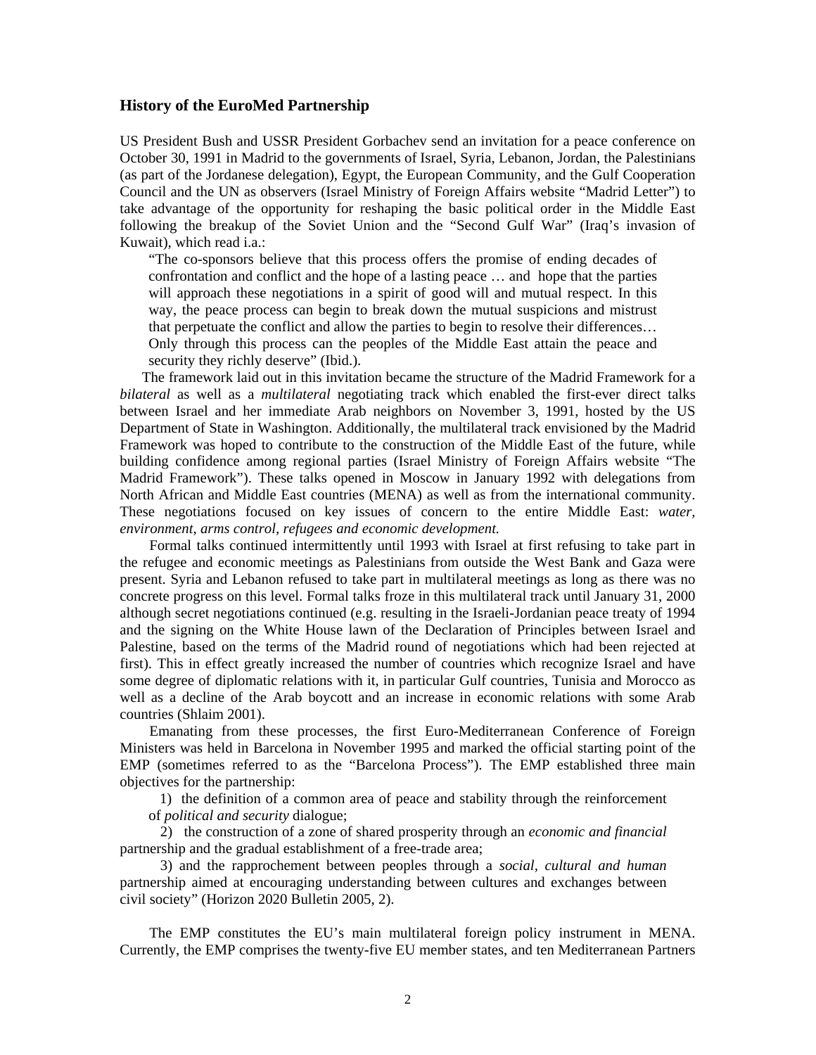### History of the EuroMed Partnership

US President Bush and USSR President Gorbachev send an invitation for a peace conference on October 30, 1991 in Madrid to the governments of Israel, Syria, Lebanon, Jordan, the Palestinians (as part of the Jordanese delegation), Egypt, the European Community, and the Gulf Cooperation Council and the UN as observers (Israel Ministry of Foreign Affairs website "Madrid Letter") to take advantage of the opportunity for reshaping the basic political order in the Middle East following the breakup of the Soviet Union and the "Second Gulf War" (Iraq's invasion of Kuwait), which read i.a.:

> "The co-sponsors believe that this process offers the promise of ending decades of confrontation and conflict and the hope of a lasting peace … and hope that the parties will approach these negotiations in a spirit of good will and mutual respect. In this way, the peace process can begin to break down the mutual suspicions and mistrust that perpetuate the conflict and allow the parties to begin to resolve their differences… Only through this process can the peoples of the Middle East attain the peace and security they richly deserve" (Ibid.).

The framework laid out in this invitation became the structure of the Madrid Framework for a *bilateral* as well as a *multilateral* negotiating track which enabled the first-ever direct talks between Israel and her immediate Arab neighbors on November 3, 1991, hosted by the US Department of State in Washington. Additionally, the multilateral track envisioned by the Madrid Framework was hoped to contribute to the construction of the Middle East of the future, while building confidence among regional parties (Israel Ministry of Foreign Affairs website "The Madrid Framework"). These talks opened in Moscow in January 1992 with delegations from North African and Middle East countries (MENA) as well as from the international community. These negotiations focused on key issues of concern to the entire Middle East: *water, environment, arms control, refugees and economic development.*

Formal talks continued intermittently until 1993 with Israel at first refusing to take part in the refugee and economic meetings as Palestinians from outside the West Bank and Gaza were present. Syria and Lebanon refused to take part in multilateral meetings as long as there was no concrete progress on this level. Formal talks froze in this multilateral track until January 31, 2000 although secret negotiations continued (e.g. resulting in the Israeli-Jordanian peace treaty of 1994 and the signing on the White House lawn of the Declaration of Principles between Israel and Palestine, based on the terms of the Madrid round of negotiations which had been rejected at first). This in effect greatly increased the number of countries which recognize Israel and have some degree of diplomatic relations with it, in particular Gulf countries, Tunisia and Morocco as well as a decline of the Arab boycott and an increase in economic relations with some Arab countries (Shlaim 2001).

Emanating from these processes, the first Euro-Mediterranean Conference of Foreign Ministers was held in Barcelona in November 1995 and marked the official starting point of the EMP (sometimes referred to as the "Barcelona Process"). The EMP established three main objectives for the partnership:

1) the definition of a common area of peace and stability through the reinforcement of *political and security* dialogue;

2) the construction of a zone of shared prosperity through an *economic and financial* partnership and the gradual establishment of a free-trade area;

3) and the rapprochement between peoples through a *social, cultural and human* partnership aimed at encouraging understanding between cultures and exchanges between civil society" (Horizon 2020 Bulletin 2005, 2).

The EMP constitutes the EU's main multilateral foreign policy instrument in MENA. Currently, the EMP comprises the twenty-five EU member states, and ten Mediterranean Partners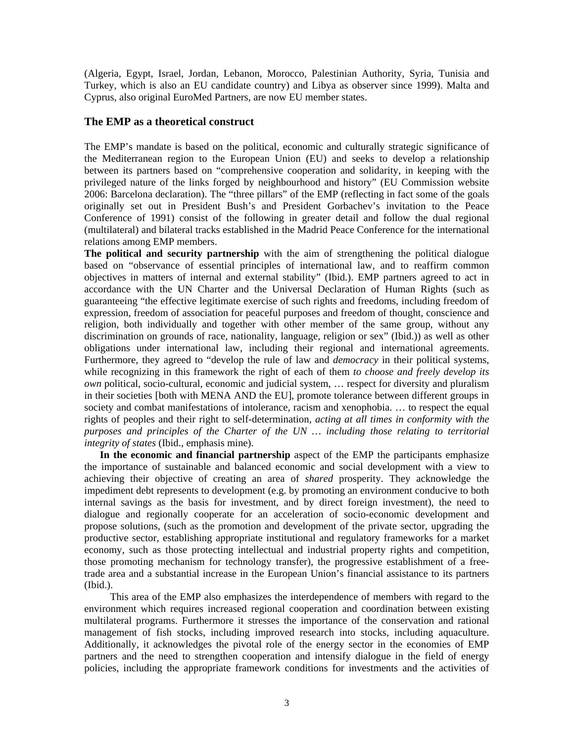(Algeria, Egypt, Israel, Jordan, Lebanon, Morocco, Palestinian Authority, Syria, Tunisia and Turkey, which is also an EU candidate country) and Libya as observer since 1999). Malta and Cyprus, also original EuroMed Partners, are now EU member states.

## The EMP as a theoretical construct

The EMP's mandate is based on the political, economic and culturally strategic significance of the Mediterranean region to the European Union (EU) and seeks to develop a relationship between its partners based on "comprehensive cooperation and solidarity, in keeping with the privileged nature of the links forged by neighbourhood and history" (EU Commission website 2006: Barcelona declaration). The "three pillars" of the EMP (reflecting in fact some of the goals originally set out in President Bush's and President Gorbachev's invitation to the Peace Conference of 1991) consist of the following in greater detail and follow the dual regional (multilateral) and bilateral tracks established in the Madrid Peace Conference for the international relations among EMP members.

**The political and security partnership** with the aim of strengthening the political dialogue based on "observance of essential principles of international law, and to reaffirm common objectives in matters of internal and external stability" (Ibid.). EMP partners agreed to act in accordance with the UN Charter and the Universal Declaration of Human Rights (such as guaranteeing "the effective legitimate exercise of such rights and freedoms, including freedom of expression, freedom of association for peaceful purposes and freedom of thought, conscience and religion, both individually and together with other member of the same group, without any discrimination on grounds of race, nationality, language, religion or sex" (Ibid.)) as well as other obligations under international law, including their regional and international agreements. Furthermore, they agreed to "develop the rule of law and *democracy* in their political systems, while recognizing in this framework the right of each of them *to choose and freely develop its own* political, socio-cultural, economic and judicial system, … respect for diversity and pluralism in their societies [both with MENA AND the EU], promote tolerance between different groups in society and combat manifestations of intolerance, racism and xenophobia. … to respect the equal rights of peoples and their right to self-determination, *acting at all times in conformity with the purposes and principles of the Charter of the UN … including those relating to territorial integrity of states* (Ibid., emphasis mine).

**In the economic and financial partnership** aspect of the EMP the participants emphasize the importance of sustainable and balanced economic and social development with a view to achieving their objective of creating an area of *shared* prosperity. They acknowledge the impediment debt represents to development (e.g. by promoting an environment conducive to both internal savings as the basis for investment, and by direct foreign investment), the need to dialogue and regionally cooperate for an acceleration of socio-economic development and propose solutions, (such as the promotion and development of the private sector, upgrading the productive sector, establishing appropriate institutional and regulatory frameworks for a market economy, such as those protecting intellectual and industrial property rights and competition, those promoting mechanism for technology transfer), the progressive establishment of a free-trade area and a substantial increase in the European Union's financial assistance to its partners (Ibid.).

This area of the EMP also emphasizes the interdependence of members with regard to the environment which requires increased regional cooperation and coordination between existing multilateral programs. Furthermore it stresses the importance of the conservation and rational management of fish stocks, including improved research into stocks, including aquaculture. Additionally, it acknowledges the pivotal role of the energy sector in the economies of EMP partners and the need to strengthen cooperation and intensify dialogue in the field of energy policies, including the appropriate framework conditions for investments and the activities of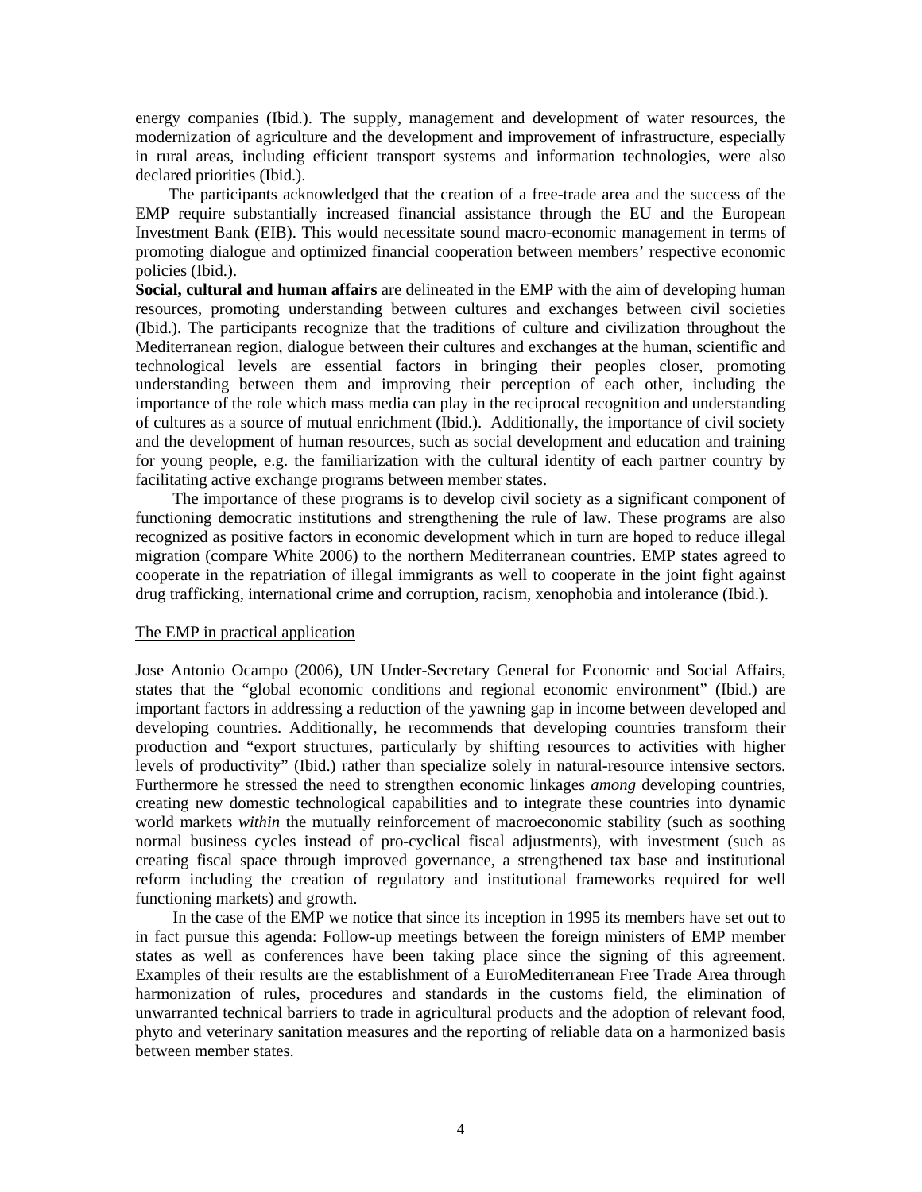energy companies (Ibid.). The supply, management and development of water resources, the modernization of agriculture and the development and improvement of infrastructure, especially in rural areas, including efficient transport systems and information technologies, were also declared priorities (Ibid.).

The participants acknowledged that the creation of a free-trade area and the success of the EMP require substantially increased financial assistance through the EU and the European Investment Bank (EIB). This would necessitate sound macro-economic management in terms of promoting dialogue and optimized financial cooperation between members' respective economic policies (Ibid.).

**Social, cultural and human affairs** are delineated in the EMP with the aim of developing human resources, promoting understanding between cultures and exchanges between civil societies (Ibid.). The participants recognize that the traditions of culture and civilization throughout the Mediterranean region, dialogue between their cultures and exchanges at the human, scientific and technological levels are essential factors in bringing their peoples closer, promoting understanding between them and improving their perception of each other, including the importance of the role which mass media can play in the reciprocal recognition and understanding of cultures as a source of mutual enrichment (Ibid.). Additionally, the importance of civil society and the development of human resources, such as social development and education and training for young people, e.g. the familiarization with the cultural identity of each partner country by facilitating active exchange programs between member states.

The importance of these programs is to develop civil society as a significant component of functioning democratic institutions and strengthening the rule of law. These programs are also recognized as positive factors in economic development which in turn are hoped to reduce illegal migration (compare White 2006) to the northern Mediterranean countries. EMP states agreed to cooperate in the repatriation of illegal immigrants as well to cooperate in the joint fight against drug trafficking, international crime and corruption, racism, xenophobia and intolerance (Ibid.).

## The EMP in practical application

Jose Antonio Ocampo (2006), UN Under-Secretary General for Economic and Social Affairs, states that the "global economic conditions and regional economic environment" (Ibid.) are important factors in addressing a reduction of the yawning gap in income between developed and developing countries. Additionally, he recommends that developing countries transform their production and "export structures, particularly by shifting resources to activities with higher levels of productivity" (Ibid.) rather than specialize solely in natural-resource intensive sectors. Furthermore he stressed the need to strengthen economic linkages *among* developing countries, creating new domestic technological capabilities and to integrate these countries into dynamic world markets *within* the mutually reinforcement of macroeconomic stability (such as soothing normal business cycles instead of pro-cyclical fiscal adjustments), with investment (such as creating fiscal space through improved governance, a strengthened tax base and institutional reform including the creation of regulatory and institutional frameworks required for well functioning markets) and growth.

In the case of the EMP we notice that since its inception in 1995 its members have set out to in fact pursue this agenda: Follow-up meetings between the foreign ministers of EMP member states as well as conferences have been taking place since the signing of this agreement. Examples of their results are the establishment of a EuroMediterranean Free Trade Area through harmonization of rules, procedures and standards in the customs field, the elimination of unwarranted technical barriers to trade in agricultural products and the adoption of relevant food, phyto and veterinary sanitation measures and the reporting of reliable data on a harmonized basis between member states.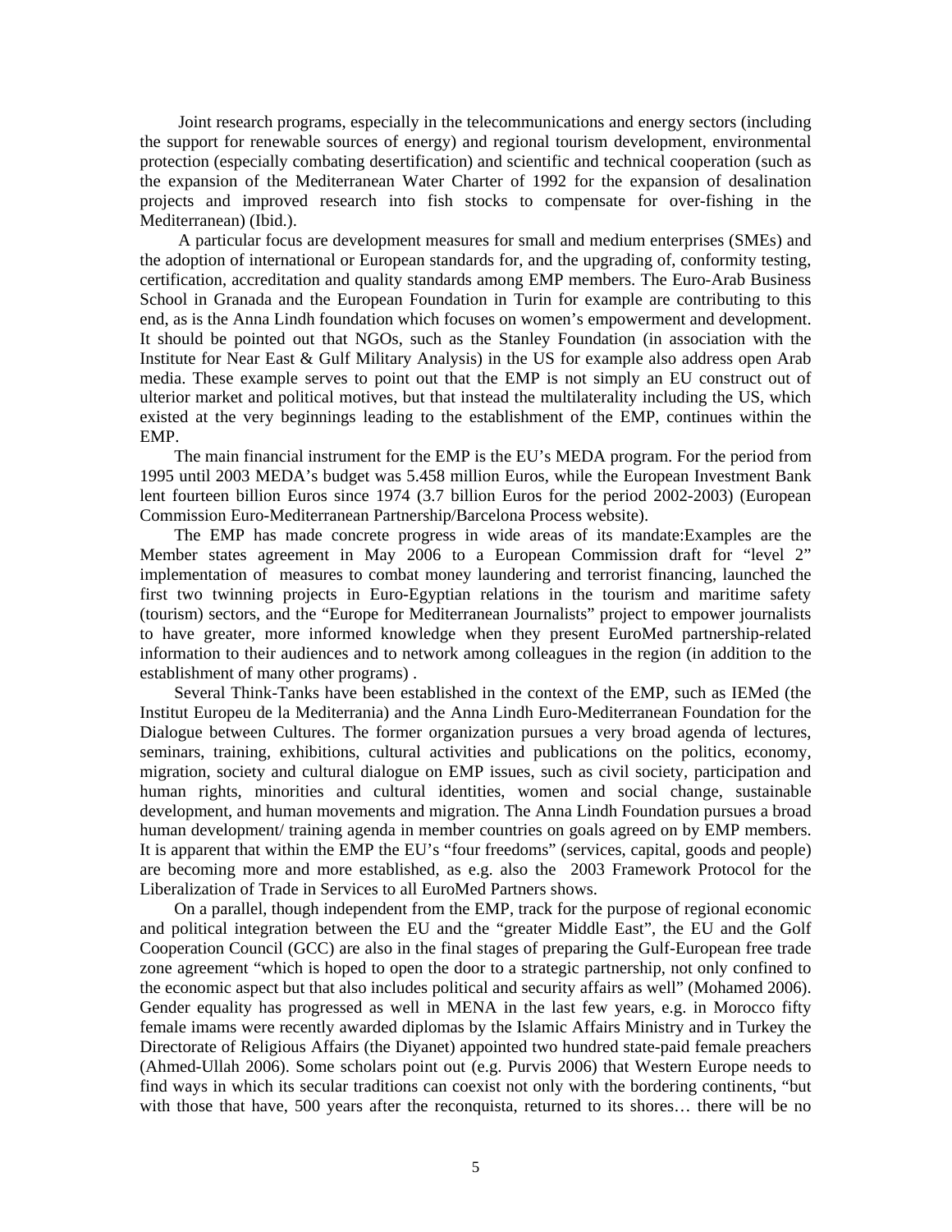Joint research programs, especially in the telecommunications and energy sectors (including the support for renewable sources of energy) and regional tourism development, environmental protection (especially combating desertification) and scientific and technical cooperation (such as the expansion of the Mediterranean Water Charter of 1992 for the expansion of desalination projects and improved research into fish stocks to compensate for over-fishing in the Mediterranean) (Ibid.).

A particular focus are development measures for small and medium enterprises (SMEs) and the adoption of international or European standards for, and the upgrading of, conformity testing, certification, accreditation and quality standards among EMP members. The Euro-Arab Business School in Granada and the European Foundation in Turin for example are contributing to this end, as is the Anna Lindh foundation which focuses on women's empowerment and development. It should be pointed out that NGOs, such as the Stanley Foundation (in association with the Institute for Near East & Gulf Military Analysis) in the US for example also address open Arab media. These example serves to point out that the EMP is not simply an EU construct out of ulterior market and political motives, but that instead the multilaterality including the US, which existed at the very beginnings leading to the establishment of the EMP, continues within the EMP.

The main financial instrument for the EMP is the EU's MEDA program. For the period from 1995 until 2003 MEDA's budget was 5.458 million Euros, while the European Investment Bank lent fourteen billion Euros since 1974 (3.7 billion Euros for the period 2002-2003) (European Commission Euro-Mediterranean Partnership/Barcelona Process website).

The EMP has made concrete progress in wide areas of its mandate:Examples are the Member states agreement in May 2006 to a European Commission draft for "level 2" implementation of measures to combat money laundering and terrorist financing, launched the first two twinning projects in Euro-Egyptian relations in the tourism and maritime safety (tourism) sectors, and the "Europe for Mediterranean Journalists" project to empower journalists to have greater, more informed knowledge when they present EuroMed partnership-related information to their audiences and to network among colleagues in the region (in addition to the establishment of many other programs) .

Several Think-Tanks have been established in the context of the EMP, such as IEMed (the Institut Europeu de la Mediterrania) and the Anna Lindh Euro-Mediterranean Foundation for the Dialogue between Cultures. The former organization pursues a very broad agenda of lectures, seminars, training, exhibitions, cultural activities and publications on the politics, economy, migration, society and cultural dialogue on EMP issues, such as civil society, participation and human rights, minorities and cultural identities, women and social change, sustainable development, and human movements and migration. The Anna Lindh Foundation pursues a broad human development/ training agenda in member countries on goals agreed on by EMP members. It is apparent that within the EMP the EU's "four freedoms" (services, capital, goods and people) are becoming more and more established, as e.g. also the 2003 Framework Protocol for the Liberalization of Trade in Services to all EuroMed Partners shows.

On a parallel, though independent from the EMP, track for the purpose of regional economic and political integration between the EU and the "greater Middle East", the EU and the Golf Cooperation Council (GCC) are also in the final stages of preparing the Gulf-European free trade zone agreement "which is hoped to open the door to a strategic partnership, not only confined to the economic aspect but that also includes political and security affairs as well" (Mohamed 2006). Gender equality has progressed as well in MENA in the last few years, e.g. in Morocco fifty female imams were recently awarded diplomas by the Islamic Affairs Ministry and in Turkey the Directorate of Religious Affairs (the Diyanet) appointed two hundred state-paid female preachers (Ahmed-Ullah 2006). Some scholars point out (e.g. Purvis 2006) that Western Europe needs to find ways in which its secular traditions can coexist not only with the bordering continents, "but with those that have, 500 years after the reconquista, returned to its shores… there will be no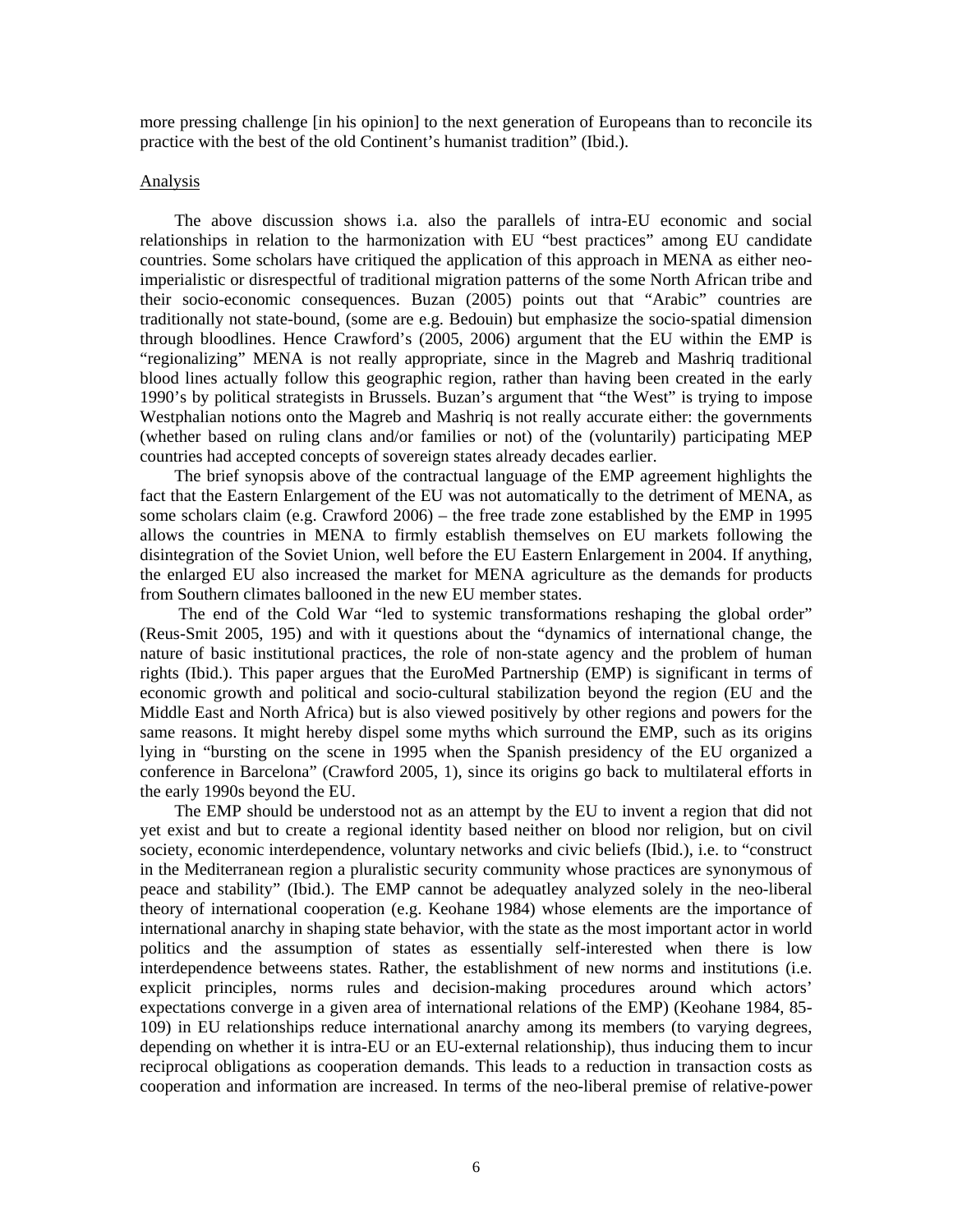more pressing challenge [in his opinion] to the next generation of Europeans than to reconcile its practice with the best of the old Continent's humanist tradition" (Ibid.).

Analysis

The above discussion shows i.a. also the parallels of intra-EU economic and social relationships in relation to the harmonization with EU "best practices" among EU candidate countries. Some scholars have critiqued the application of this approach in MENA as either neo-imperialistic or disrespectful of traditional migration patterns of the some North African tribe and their socio-economic consequences. Buzan (2005) points out that "Arabic" countries are traditionally not state-bound, (some are e.g. Bedouin) but emphasize the socio-spatial dimension through bloodlines. Hence Crawford's (2005, 2006) argument that the EU within the EMP is "regionalizing" MENA is not really appropriate, since in the Magreb and Mashriq traditional blood lines actually follow this geographic region, rather than having been created in the early 1990's by political strategists in Brussels. Buzan's argument that "the West" is trying to impose Westphalian notions onto the Magreb and Mashriq is not really accurate either: the governments (whether based on ruling clans and/or families or not) of the (voluntarily) participating MEP countries had accepted concepts of sovereign states already decades earlier.

The brief synopsis above of the contractual language of the EMP agreement highlights the fact that the Eastern Enlargement of the EU was not automatically to the detriment of MENA, as some scholars claim (e.g. Crawford 2006) – the free trade zone established by the EMP in 1995 allows the countries in MENA to firmly establish themselves on EU markets following the disintegration of the Soviet Union, well before the EU Eastern Enlargement in 2004. If anything, the enlarged EU also increased the market for MENA agriculture as the demands for products from Southern climates ballooned in the new EU member states.

The end of the Cold War "led to systemic transformations reshaping the global order" (Reus-Smit 2005, 195) and with it questions about the "dynamics of international change, the nature of basic institutional practices, the role of non-state agency and the problem of human rights (Ibid.). This paper argues that the EuroMed Partnership (EMP) is significant in terms of economic growth and political and socio-cultural stabilization beyond the region (EU and the Middle East and North Africa) but is also viewed positively by other regions and powers for the same reasons. It might hereby dispel some myths which surround the EMP, such as its origins lying in "bursting on the scene in 1995 when the Spanish presidency of the EU organized a conference in Barcelona" (Crawford 2005, 1), since its origins go back to multilateral efforts in the early 1990s beyond the EU.

The EMP should be understood not as an attempt by the EU to invent a region that did not yet exist and but to create a regional identity based neither on blood nor religion, but on civil society, economic interdependence, voluntary networks and civic beliefs (Ibid.), i.e. to "construct in the Mediterranean region a pluralistic security community whose practices are synonymous of peace and stability" (Ibid.). The EMP cannot be adequatley analyzed solely in the neo-liberal theory of international cooperation (e.g. Keohane 1984) whose elements are the importance of international anarchy in shaping state behavior, with the state as the most important actor in world politics and the assumption of states as essentially self-interested when there is low interdependence betweens states. Rather, the establishment of new norms and institutions (i.e. explicit principles, norms rules and decision-making procedures around which actors' expectations converge in a given area of international relations of the EMP) (Keohane 1984, 85-109) in EU relationships reduce international anarchy among its members (to varying degrees, depending on whether it is intra-EU or an EU-external relationship), thus inducing them to incur reciprocal obligations as cooperation demands. This leads to a reduction in transaction costs as cooperation and information are increased. In terms of the neo-liberal premise of relative-power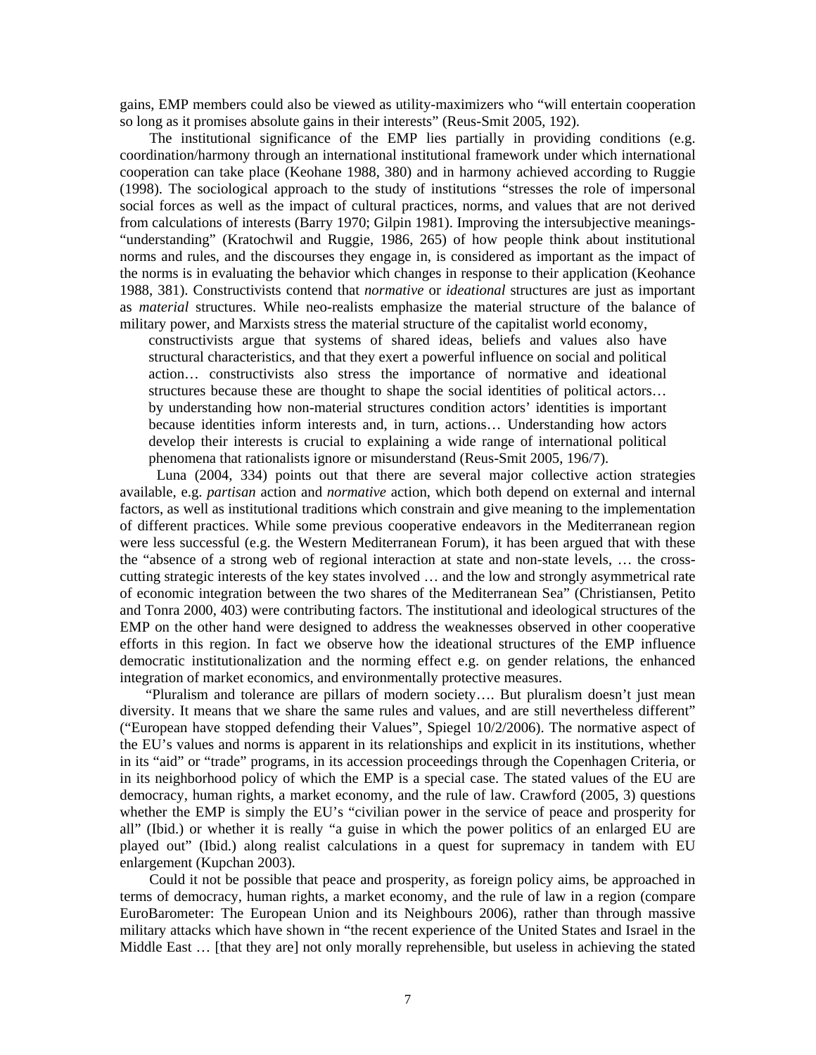gains, EMP members could also be viewed as utility-maximizers who "will entertain cooperation so long as it promises absolute gains in their interests" (Reus-Smit 2005, 192).

The institutional significance of the EMP lies partially in providing conditions (e.g. coordination/harmony through an international institutional framework under which international cooperation can take place (Keohane 1988, 380) and in harmony achieved according to Ruggie (1998). The sociological approach to the study of institutions "stresses the role of impersonal social forces as well as the impact of cultural practices, norms, and values that are not derived from calculations of interests (Barry 1970; Gilpin 1981). Improving the intersubjective meanings- "understanding" (Kratochwil and Ruggie, 1986, 265) of how people think about institutional norms and rules, and the discourses they engage in, is considered as important as the impact of the norms is in evaluating the behavior which changes in response to their application (Keohance 1988, 381). Constructivists contend that *normative* or *ideational* structures are just as important as *material* structures. While neo-realists emphasize the material structure of the balance of military power, and Marxists stress the material structure of the capitalist world economy,

> constructivists argue that systems of shared ideas, beliefs and values also have structural characteristics, and that they exert a powerful influence on social and political action… constructivists also stress the importance of normative and ideational structures because these are thought to shape the social identities of political actors… by understanding how non-material structures condition actors' identities is important because identities inform interests and, in turn, actions… Understanding how actors develop their interests is crucial to explaining a wide range of international political phenomena that rationalists ignore or misunderstand (Reus-Smit 2005, 196/7).

Luna (2004, 334) points out that there are several major collective action strategies available, e.g. *partisan* action and *normative* action, which both depend on external and internal factors, as well as institutional traditions which constrain and give meaning to the implementation of different practices. While some previous cooperative endeavors in the Mediterranean region were less successful (e.g. the Western Mediterranean Forum), it has been argued that with these the "absence of a strong web of regional interaction at state and non-state levels, … the cross-cutting strategic interests of the key states involved … and the low and strongly asymmetrical rate of economic integration between the two shares of the Mediterranean Sea" (Christiansen, Petito and Tonra 2000, 403) were contributing factors. The institutional and ideological structures of the EMP on the other hand were designed to address the weaknesses observed in other cooperative efforts in this region. In fact we observe how the ideational structures of the EMP influence democratic institutionalization and the norming effect e.g. on gender relations, the enhanced integration of market economics, and environmentally protective measures.

"Pluralism and tolerance are pillars of modern society…. But pluralism doesn't just mean diversity. It means that we share the same rules and values, and are still nevertheless different" ("European have stopped defending their Values", Spiegel 10/2/2006). The normative aspect of the EU's values and norms is apparent in its relationships and explicit in its institutions, whether in its "aid" or "trade" programs, in its accession proceedings through the Copenhagen Criteria, or in its neighborhood policy of which the EMP is a special case. The stated values of the EU are democracy, human rights, a market economy, and the rule of law. Crawford (2005, 3) questions whether the EMP is simply the EU's "civilian power in the service of peace and prosperity for all" (Ibid.) or whether it is really "a guise in which the power politics of an enlarged EU are played out" (Ibid.) along realist calculations in a quest for supremacy in tandem with EU enlargement (Kupchan 2003).

Could it not be possible that peace and prosperity, as foreign policy aims, be approached in terms of democracy, human rights, a market economy, and the rule of law in a region (compare EuroBarometer: The European Union and its Neighbours 2006), rather than through massive military attacks which have shown in "the recent experience of the United States and Israel in the Middle East … [that they are] not only morally reprehensible, but useless in achieving the stated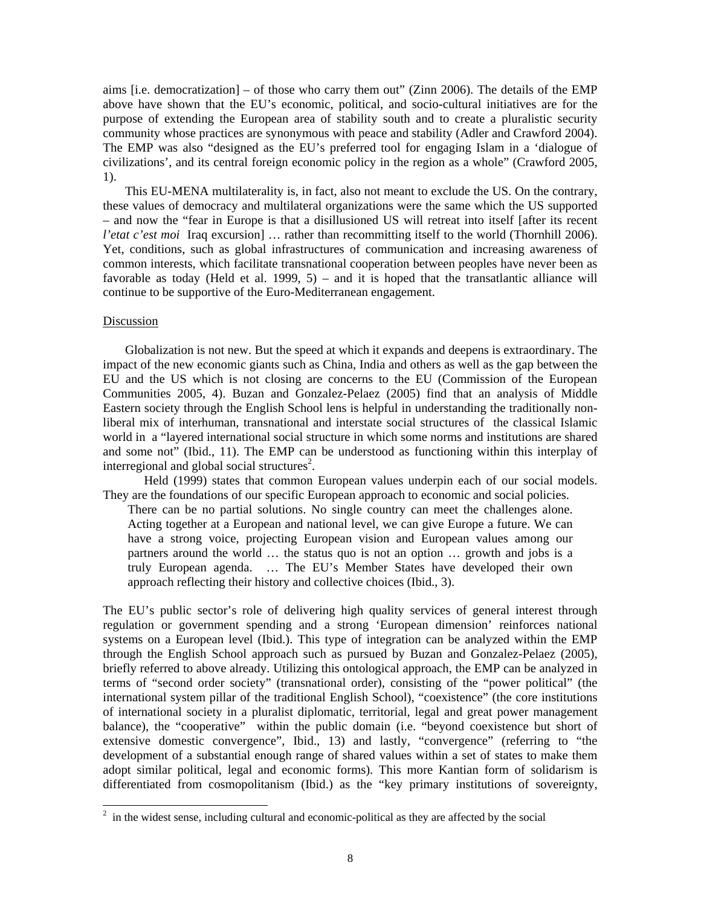aims [i.e. democratization] – of those who carry them out" (Zinn 2006). The details of the EMP above have shown that the EU's economic, political, and socio-cultural initiatives are for the purpose of extending the European area of stability south and to create a pluralistic security community whose practices are synonymous with peace and stability (Adler and Crawford 2004). The EMP was also "designed as the EU's preferred tool for engaging Islam in a 'dialogue of civilizations', and its central foreign economic policy in the region as a whole" (Crawford 2005, 1).

This EU-MENA multilaterality is, in fact, also not meant to exclude the US. On the contrary, these values of democracy and multilateral organizations were the same which the US supported – and now the "fear in Europe is that a disillusioned US will retreat into itself [after its recent *l'etat c'est moi* Iraq excursion] … rather than recommitting itself to the world (Thornhill 2006). Yet, conditions, such as global infrastructures of communication and increasing awareness of common interests, which facilitate transnational cooperation between peoples have never been as favorable as today (Held et al. 1999, 5) – and it is hoped that the transatlantic alliance will continue to be supportive of the Euro-Mediterranean engagement.

Discussion

Globalization is not new. But the speed at which it expands and deepens is extraordinary. The impact of the new economic giants such as China, India and others as well as the gap between the EU and the US which is not closing are concerns to the EU (Commission of the European Communities 2005, 4). Buzan and Gonzalez-Pelaez (2005) find that an analysis of Middle Eastern society through the English School lens is helpful in understanding the traditionally non-liberal mix of interhuman, transnational and interstate social structures of the classical Islamic world in a "layered international social structure in which some norms and institutions are shared and some not" (Ibid., 11). The EMP can be understood as functioning within this interplay of interregional and global social structures[2].

Held (1999) states that common European values underpin each of our social models. They are the foundations of our specific European approach to economic and social policies.

> There can be no partial solutions. No single country can meet the challenges alone. Acting together at a European and national level, we can give Europe a future. We can have a strong voice, projecting European vision and European values among our partners around the world … the status quo is not an option … growth and jobs is a truly European agenda. … The EU's Member States have developed their own approach reflecting their history and collective choices (Ibid., 3).

The EU's public sector's role of delivering high quality services of general interest through regulation or government spending and a strong 'European dimension' reinforces national systems on a European level (Ibid.). This type of integration can be analyzed within the EMP through the English School approach such as pursued by Buzan and Gonzalez-Pelaez (2005), briefly referred to above already. Utilizing this ontological approach, the EMP can be analyzed in terms of "second order society" (transnational order), consisting of the "power political" (the international system pillar of the traditional English School), "coexistence" (the core institutions of international society in a pluralist diplomatic, territorial, legal and great power management balance), the "cooperative" within the public domain (i.e. "beyond coexistence but short of extensive domestic convergence", Ibid., 13) and lastly, "convergence" (referring to "the development of a substantial enough range of shared values within a set of states to make them adopt similar political, legal and economic forms). This more Kantian form of solidarism is differentiated from cosmopolitanism (Ibid.) as the "key primary institutions of sovereignty,

[2] in the widest sense, including cultural and economic-political as they are affected by the social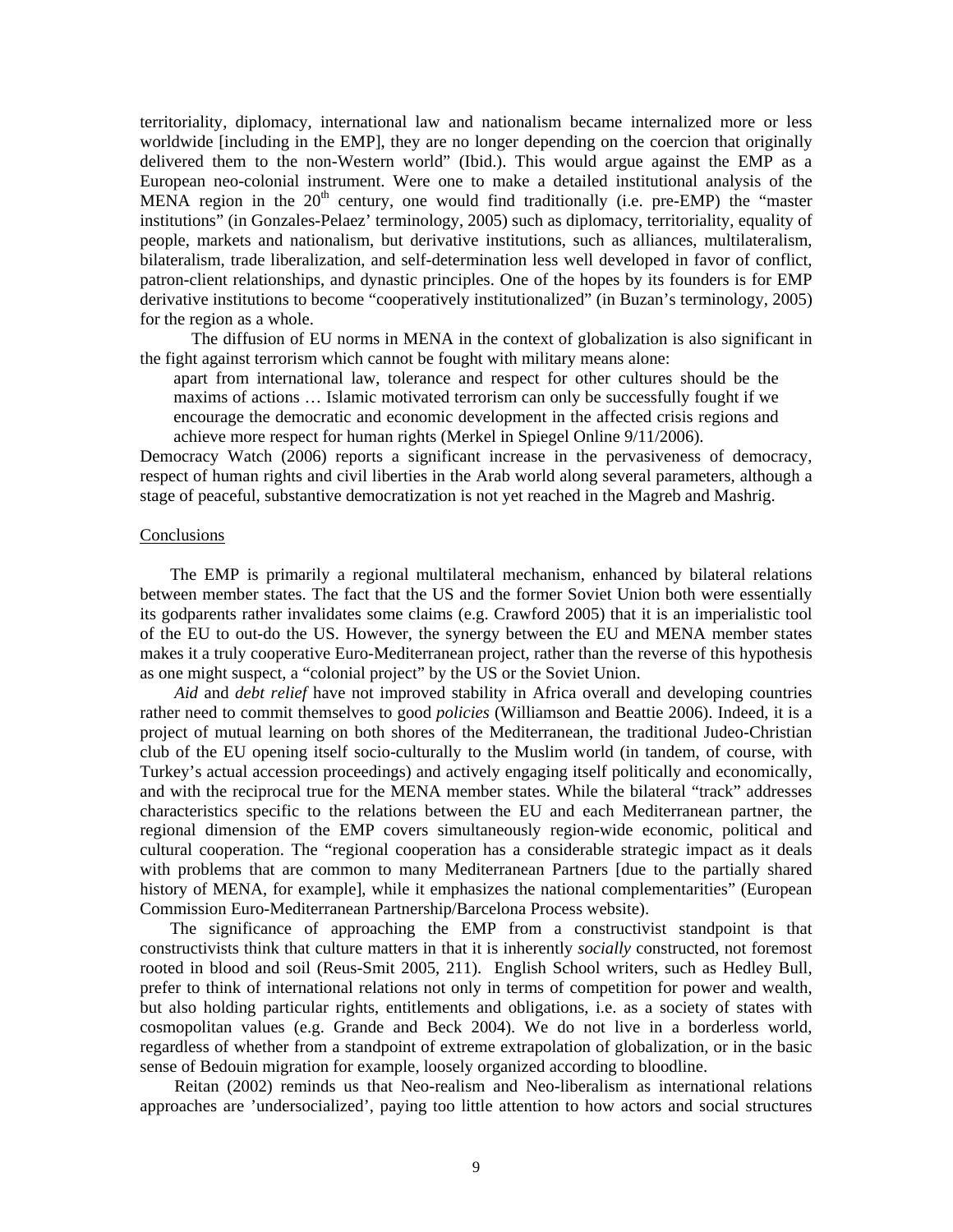territoriality, diplomacy, international law and nationalism became internalized more or less worldwide [including in the EMP], they are no longer depending on the coercion that originally delivered them to the non-Western world" (Ibid.). This would argue against the EMP as a European neo-colonial instrument. Were one to make a detailed institutional analysis of the MENA region in the 20th century, one would find traditionally (i.e. pre-EMP) the "master institutions" (in Gonzales-Pelaez' terminology, 2005) such as diplomacy, territoriality, equality of people, markets and nationalism, but derivative institutions, such as alliances, multilateralism, bilateralism, trade liberalization, and self-determination less well developed in favor of conflict, patron-client relationships, and dynastic principles. One of the hopes by its founders is for EMP derivative institutions to become "cooperatively institutionalized" (in Buzan's terminology, 2005) for the region as a whole.

The diffusion of EU norms in MENA in the context of globalization is also significant in the fight against terrorism which cannot be fought with military means alone:

> apart from international law, tolerance and respect for other cultures should be the maxims of actions … Islamic motivated terrorism can only be successfully fought if we encourage the democratic and economic development in the affected crisis regions and achieve more respect for human rights (Merkel in Spiegel Online 9/11/2006).

Democracy Watch (2006) reports a significant increase in the pervasiveness of democracy, respect of human rights and civil liberties in the Arab world along several parameters, although a stage of peaceful, substantive democratization is not yet reached in the Magreb and Mashrig.

## Conclusions

The EMP is primarily a regional multilateral mechanism, enhanced by bilateral relations between member states. The fact that the US and the former Soviet Union both were essentially its godparents rather invalidates some claims (e.g. Crawford 2005) that it is an imperialistic tool of the EU to out-do the US. However, the synergy between the EU and MENA member states makes it a truly cooperative Euro-Mediterranean project, rather than the reverse of this hypothesis as one might suspect, a "colonial project" by the US or the Soviet Union.

*Aid* and *debt relief* have not improved stability in Africa overall and developing countries rather need to commit themselves to good *policies* (Williamson and Beattie 2006). Indeed, it is a project of mutual learning on both shores of the Mediterranean, the traditional Judeo-Christian club of the EU opening itself socio-culturally to the Muslim world (in tandem, of course, with Turkey's actual accession proceedings) and actively engaging itself politically and economically, and with the reciprocal true for the MENA member states. While the bilateral "track" addresses characteristics specific to the relations between the EU and each Mediterranean partner, the regional dimension of the EMP covers simultaneously region-wide economic, political and cultural cooperation. The "regional cooperation has a considerable strategic impact as it deals with problems that are common to many Mediterranean Partners [due to the partially shared history of MENA, for example], while it emphasizes the national complementarities" (European Commission Euro-Mediterranean Partnership/Barcelona Process website).

The significance of approaching the EMP from a constructivist standpoint is that constructivists think that culture matters in that it is inherently *socially* constructed, not foremost rooted in blood and soil (Reus-Smit 2005, 211). English School writers, such as Hedley Bull, prefer to think of international relations not only in terms of competition for power and wealth, but also holding particular rights, entitlements and obligations, i.e. as a society of states with cosmopolitan values (e.g. Grande and Beck 2004). We do not live in a borderless world, regardless of whether from a standpoint of extreme extrapolation of globalization, or in the basic sense of Bedouin migration for example, loosely organized according to bloodline.

Reitan (2002) reminds us that Neo-realism and Neo-liberalism as international relations approaches are 'undersocialized', paying too little attention to how actors and social structures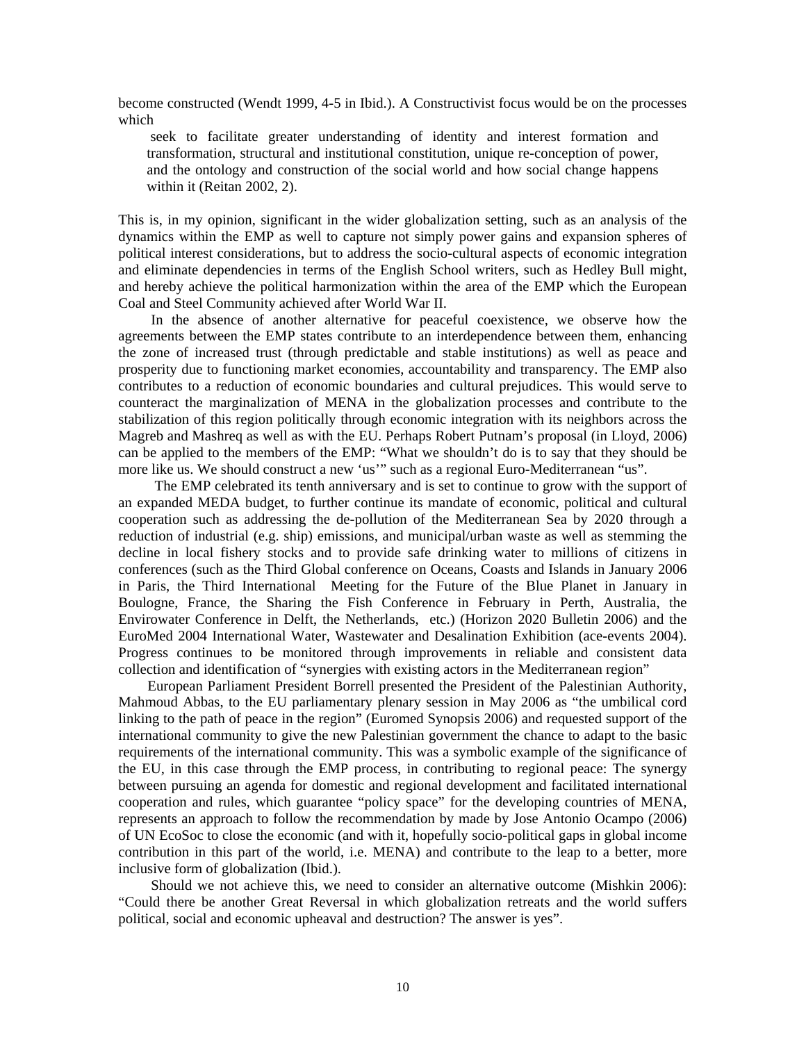become constructed (Wendt 1999, 4-5 in Ibid.). A Constructivist focus would be on the processes which

> seek to facilitate greater understanding of identity and interest formation and transformation, structural and institutional constitution, unique re-conception of power, and the ontology and construction of the social world and how social change happens within it (Reitan 2002, 2).

This is, in my opinion, significant in the wider globalization setting, such as an analysis of the dynamics within the EMP as well to capture not simply power gains and expansion spheres of political interest considerations, but to address the socio-cultural aspects of economic integration and eliminate dependencies in terms of the English School writers, such as Hedley Bull might, and hereby achieve the political harmonization within the area of the EMP which the European Coal and Steel Community achieved after World War II.

In the absence of another alternative for peaceful coexistence, we observe how the agreements between the EMP states contribute to an interdependence between them, enhancing the zone of increased trust (through predictable and stable institutions) as well as peace and prosperity due to functioning market economies, accountability and transparency. The EMP also contributes to a reduction of economic boundaries and cultural prejudices. This would serve to counteract the marginalization of MENA in the globalization processes and contribute to the stabilization of this region politically through economic integration with its neighbors across the Magreb and Mashreq as well as with the EU. Perhaps Robert Putnam's proposal (in Lloyd, 2006) can be applied to the members of the EMP: "What we shouldn't do is to say that they should be more like us. We should construct a new 'us'" such as a regional Euro-Mediterranean "us".

The EMP celebrated its tenth anniversary and is set to continue to grow with the support of an expanded MEDA budget, to further continue its mandate of economic, political and cultural cooperation such as addressing the de-pollution of the Mediterranean Sea by 2020 through a reduction of industrial (e.g. ship) emissions, and municipal/urban waste as well as stemming the decline in local fishery stocks and to provide safe drinking water to millions of citizens in conferences (such as the Third Global conference on Oceans, Coasts and Islands in January 2006 in Paris, the Third International Meeting for the Future of the Blue Planet in January in Boulogne, France, the Sharing the Fish Conference in February in Perth, Australia, the Envirowater Conference in Delft, the Netherlands, etc.) (Horizon 2020 Bulletin 2006) and the EuroMed 2004 International Water, Wastewater and Desalination Exhibition (ace-events 2004). Progress continues to be monitored through improvements in reliable and consistent data collection and identification of "synergies with existing actors in the Mediterranean region"

European Parliament President Borrell presented the President of the Palestinian Authority, Mahmoud Abbas, to the EU parliamentary plenary session in May 2006 as "the umbilical cord linking to the path of peace in the region" (Euromed Synopsis 2006) and requested support of the international community to give the new Palestinian government the chance to adapt to the basic requirements of the international community. This was a symbolic example of the significance of the EU, in this case through the EMP process, in contributing to regional peace: The synergy between pursuing an agenda for domestic and regional development and facilitated international cooperation and rules, which guarantee "policy space" for the developing countries of MENA, represents an approach to follow the recommendation by made by Jose Antonio Ocampo (2006) of UN EcoSoc to close the economic (and with it, hopefully socio-political gaps in global income contribution in this part of the world, i.e. MENA) and contribute to the leap to a better, more inclusive form of globalization (Ibid.).

Should we not achieve this, we need to consider an alternative outcome (Mishkin 2006): "Could there be another Great Reversal in which globalization retreats and the world suffers political, social and economic upheaval and destruction? The answer is yes".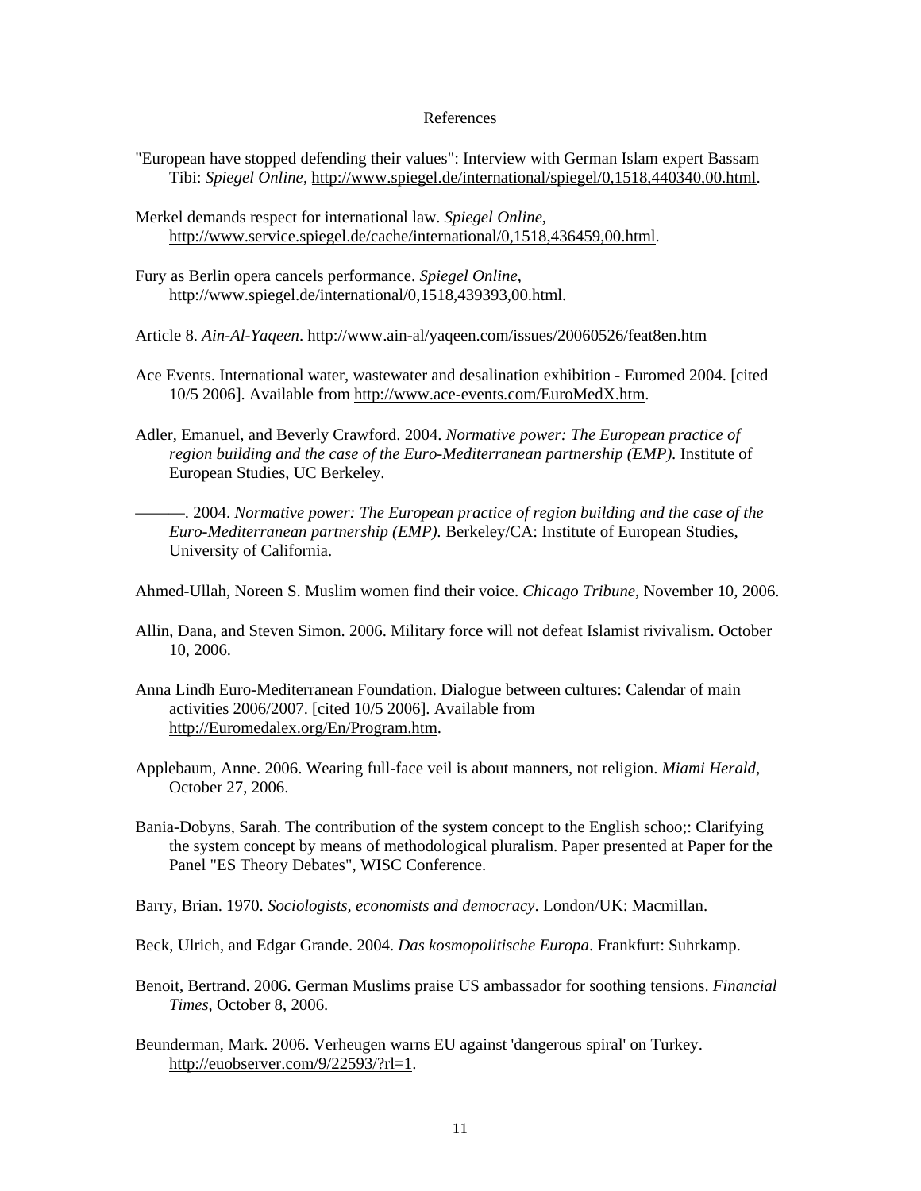# References

"European have stopped defending their values": Interview with German Islam expert Bassam Tibi: *Spiegel Online*, http://www.spiegel.de/international/spiegel/0,1518,440340,00.html.

Merkel demands respect for international law. *Spiegel Online*, http://www.service.spiegel.de/cache/international/0,1518,436459,00.html.

Fury as Berlin opera cancels performance. *Spiegel Online*, http://www.spiegel.de/international/0,1518,439393,00.html.

Article 8. *Ain-Al-Yaqeen*. http://www.ain-al/yaqeen.com/issues/20060526/feat8en.htm

Ace Events. International water, wastewater and desalination exhibition - Euromed 2004. [cited 10/5 2006]. Available from http://www.ace-events.com/EuroMedX.htm.

Adler, Emanuel, and Beverly Crawford. 2004. *Normative power: The European practice of region building and the case of the Euro-Mediterranean partnership (EMP)*. Institute of European Studies, UC Berkeley.

———. 2004. *Normative power: The European practice of region building and the case of the Euro-Mediterranean partnership (EMP)*. Berkeley/CA: Institute of European Studies, University of California.

Ahmed-Ullah, Noreen S. Muslim women find their voice. *Chicago Tribune*, November 10, 2006.

Allin, Dana, and Steven Simon. 2006. Military force will not defeat Islamist rivivalism. October 10, 2006.

Anna Lindh Euro-Mediterranean Foundation. Dialogue between cultures: Calendar of main activities 2006/2007. [cited 10/5 2006]. Available from http://Euromedalex.org/En/Program.htm.

Applebaum, Anne. 2006. Wearing full-face veil is about manners, not religion. *Miami Herald*, October 27, 2006.

Bania-Dobyns, Sarah. The contribution of the system concept to the English schoo;: Clarifying the system concept by means of methodological pluralism. Paper presented at Paper for the Panel "ES Theory Debates", WISC Conference.

Barry, Brian. 1970. *Sociologists, economists and democracy*. London/UK: Macmillan.

Beck, Ulrich, and Edgar Grande. 2004. *Das kosmopolitische Europa*. Frankfurt: Suhrkamp.

Benoit, Bertrand. 2006. German Muslims praise US ambassador for soothing tensions. *Financial Times*, October 8, 2006.

Beunderman, Mark. 2006. Verheugen warns EU against 'dangerous spiral' on Turkey. http://euobserver.com/9/22593/?rl=1.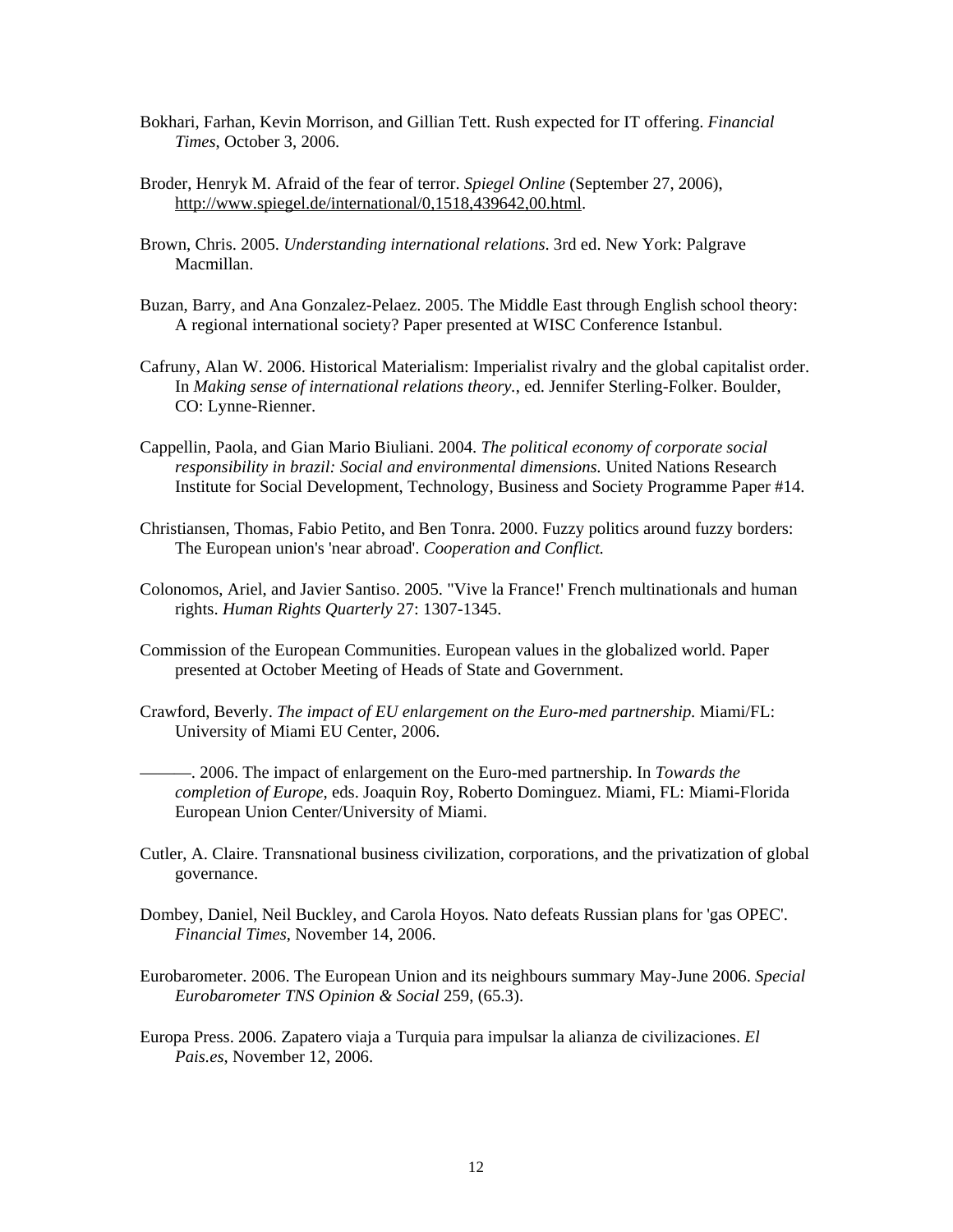Bokhari, Farhan, Kevin Morrison, and Gillian Tett. Rush expected for IT offering. *Financial Times*, October 3, 2006.

Broder, Henryk M. Afraid of the fear of terror. *Spiegel Online* (September 27, 2006), http://www.spiegel.de/international/0,1518,439642,00.html.

Brown, Chris. 2005. *Understanding international relations*. 3rd ed. New York: Palgrave Macmillan.

Buzan, Barry, and Ana Gonzalez-Pelaez. 2005. The Middle East through English school theory: A regional international society? Paper presented at WISC Conference Istanbul.

Cafruny, Alan W. 2006. Historical Materialism: Imperialist rivalry and the global capitalist order. In *Making sense of international relations theory.*, ed. Jennifer Sterling-Folker. Boulder, CO: Lynne-Rienner.

Cappellin, Paola, and Gian Mario Biuliani. 2004. *The political economy of corporate social responsibility in brazil: Social and environmental dimensions.* United Nations Research Institute for Social Development, Technology, Business and Society Programme Paper #14.

Christiansen, Thomas, Fabio Petito, and Ben Tonra. 2000. Fuzzy politics around fuzzy borders: The European union's 'near abroad'. *Cooperation and Conflict.*

Colonomos, Ariel, and Javier Santiso. 2005. "Vive la France!' French multinationals and human rights. *Human Rights Quarterly* 27: 1307-1345.

Commission of the European Communities. European values in the globalized world. Paper presented at October Meeting of Heads of State and Government.

Crawford, Beverly. *The impact of EU enlargement on the Euro-med partnership.* Miami/FL: University of Miami EU Center, 2006.

———. 2006. The impact of enlargement on the Euro-med partnership. In *Towards the completion of Europe*, eds. Joaquin Roy, Roberto Dominguez. Miami, FL: Miami-Florida European Union Center/University of Miami.

Cutler, A. Claire. Transnational business civilization, corporations, and the privatization of global governance.

Dombey, Daniel, Neil Buckley, and Carola Hoyos. Nato defeats Russian plans for 'gas OPEC'. *Financial Times*, November 14, 2006.

Eurobarometer. 2006. The European Union and its neighbours summary May-June 2006. *Special Eurobarometer TNS Opinion & Social* 259, (65.3).

Europa Press. 2006. Zapatero viaja a Turquia para impulsar la alianza de civilizaciones. *El Pais.es*, November 12, 2006.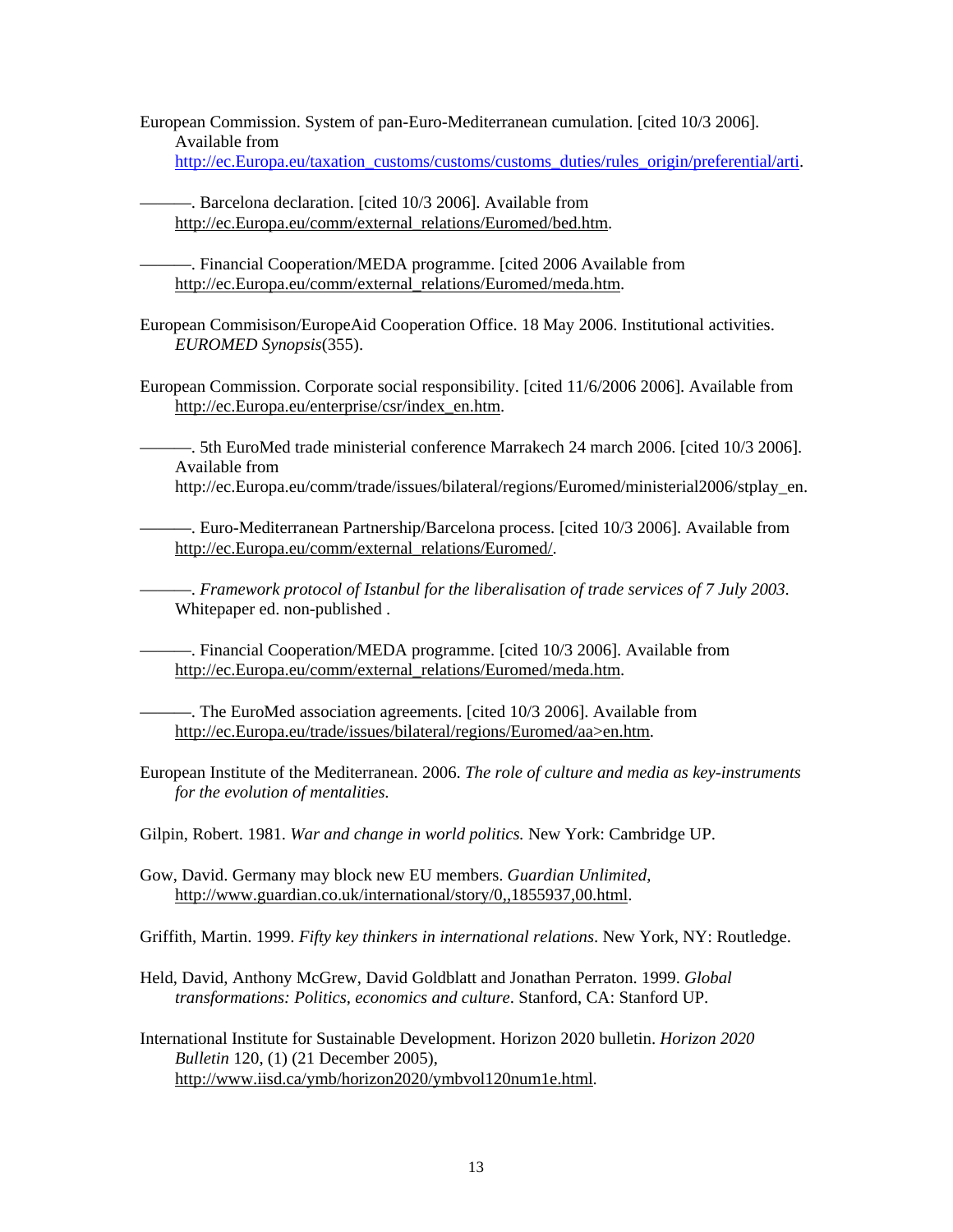European Commission. System of pan-Euro-Mediterranean cumulation. [cited 10/3 2006]. Available from http://ec.Europa.eu/taxation_customs/customs/customs_duties/rules_origin/preferential/arti.

———. Barcelona declaration. [cited 10/3 2006]. Available from http://ec.Europa.eu/comm/external_relations/Euromed/bed.htm.

———. Financial Cooperation/MEDA programme. [cited 2006 Available from http://ec.Europa.eu/comm/external_relations/Euromed/meda.htm.

European Commisison/EuropeAid Cooperation Office. 18 May 2006. Institutional activities. *EUROMED Synopsis*(355).

European Commission. Corporate social responsibility. [cited 11/6/2006 2006]. Available from http://ec.Europa.eu/enterprise/csr/index_en.htm.

———. 5th EuroMed trade ministerial conference Marrakech 24 march 2006. [cited 10/3 2006]. Available from http://ec.Europa.eu/comm/trade/issues/bilateral/regions/Euromed/ministerial2006/stplay_en.

———. Euro-Mediterranean Partnership/Barcelona process. [cited 10/3 2006]. Available from http://ec.Europa.eu/comm/external_relations/Euromed/.

———. *Framework protocol of Istanbul for the liberalisation of trade services of 7 July 2003*. Whitepaper ed. non-published .

———. Financial Cooperation/MEDA programme. [cited 10/3 2006]. Available from http://ec.Europa.eu/comm/external_relations/Euromed/meda.htm.

———. The EuroMed association agreements. [cited 10/3 2006]. Available from http://ec.Europa.eu/trade/issues/bilateral/regions/Euromed/aa>en.htm.

European Institute of the Mediterranean. 2006. *The role of culture and media as key-instruments for the evolution of mentalities.*

Gilpin, Robert. 1981. *War and change in world politics.* New York: Cambridge UP.

Gow, David. Germany may block new EU members. *Guardian Unlimited*, http://www.guardian.co.uk/international/story/0,,1855937,00.html.

Griffith, Martin. 1999. *Fifty key thinkers in international relations*. New York, NY: Routledge.

Held, David, Anthony McGrew, David Goldblatt and Jonathan Perraton. 1999. *Global transformations: Politics, economics and culture*. Stanford, CA: Stanford UP.

International Institute for Sustainable Development. Horizon 2020 bulletin. *Horizon 2020 Bulletin* 120, (1) (21 December 2005), http://www.iisd.ca/ymb/horizon2020/ymbvol120num1e.html.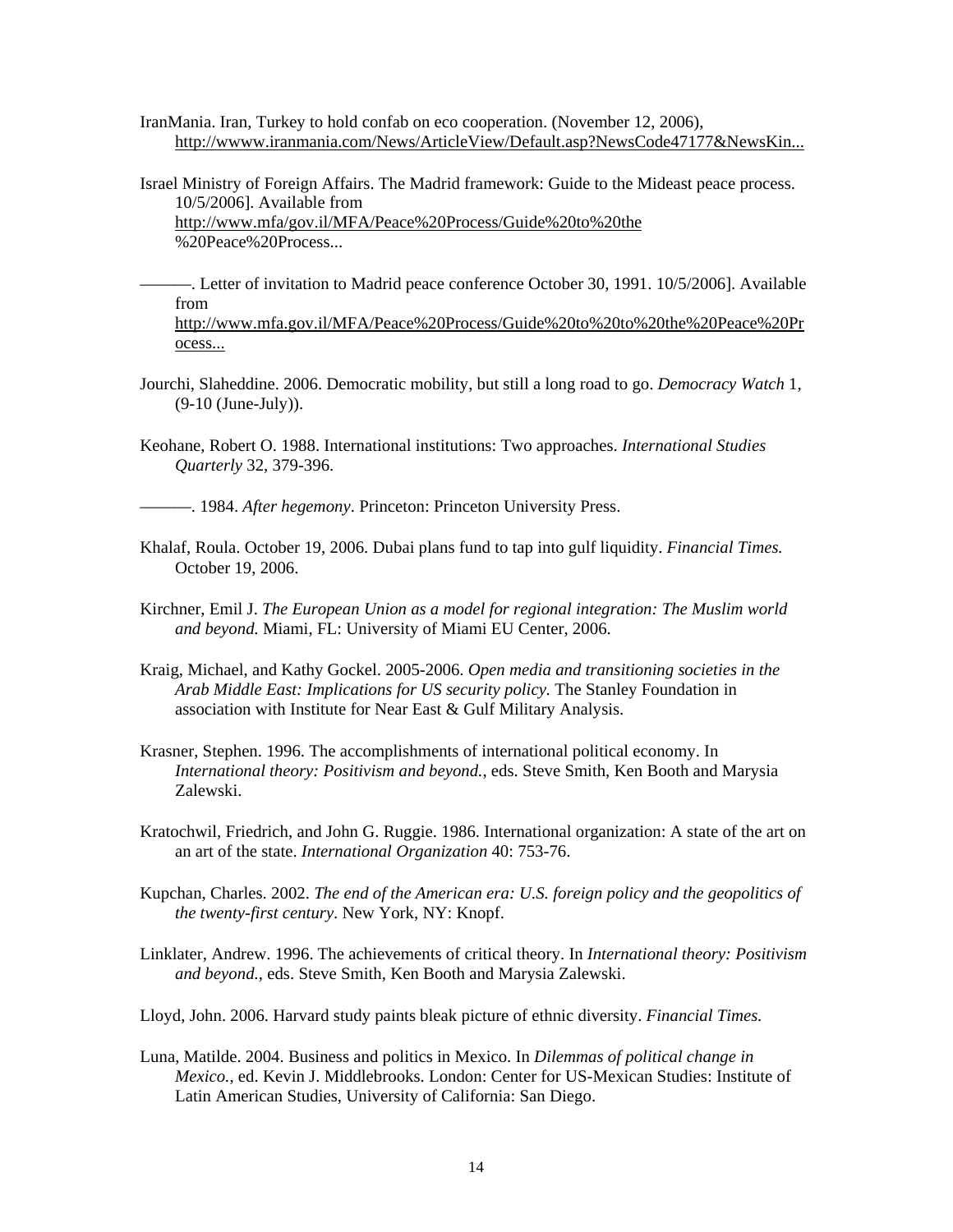IranMania. Iran, Turkey to hold confab on eco cooperation. (November 12, 2006), http://wwww.iranmania.com/News/ArticleView/Default.asp?NewsCode47177&NewsKin...

Israel Ministry of Foreign Affairs. The Madrid framework: Guide to the Mideast peace process. 10/5/2006]. Available from http://www.mfa/gov.il/MFA/Peace%20Process/Guide%20to%20the %20Peace%20Process...

———. Letter of invitation to Madrid peace conference October 30, 1991. 10/5/2006]. Available from http://www.mfa.gov.il/MFA/Peace%20Process/Guide%20to%20to%20the%20Peace%20Process...

Jourchi, Slaheddine. 2006. Democratic mobility, but still a long road to go. *Democracy Watch* 1, (9-10 (June-July)).

Keohane, Robert O. 1988. International institutions: Two approaches. *International Studies Quarterly* 32, 379-396.

———. 1984. *After hegemony*. Princeton: Princeton University Press.

Khalaf, Roula. October 19, 2006. Dubai plans fund to tap into gulf liquidity. *Financial Times.* October 19, 2006.

Kirchner, Emil J. *The European Union as a model for regional integration: The Muslim world and beyond.* Miami, FL: University of Miami EU Center, 2006.

Kraig, Michael, and Kathy Gockel. 2005-2006. *Open media and transitioning societies in the Arab Middle East: Implications for US security policy.* The Stanley Foundation in association with Institute for Near East & Gulf Military Analysis.

Krasner, Stephen. 1996. The accomplishments of international political economy. In *International theory: Positivism and beyond.*, eds. Steve Smith, Ken Booth and Marysia Zalewski.

Kratochwil, Friedrich, and John G. Ruggie. 1986. International organization: A state of the art on an art of the state. *International Organization* 40: 753-76.

Kupchan, Charles. 2002. *The end of the American era: U.S. foreign policy and the geopolitics of the twenty-first century.* New York, NY: Knopf.

Linklater, Andrew. 1996. The achievements of critical theory. In *International theory: Positivism and beyond.*, eds. Steve Smith, Ken Booth and Marysia Zalewski.

Lloyd, John. 2006. Harvard study paints bleak picture of ethnic diversity. *Financial Times.*

Luna, Matilde. 2004. Business and politics in Mexico. In *Dilemmas of political change in Mexico.*, ed. Kevin J. Middlebrooks. London: Center for US-Mexican Studies: Institute of Latin American Studies, University of California: San Diego.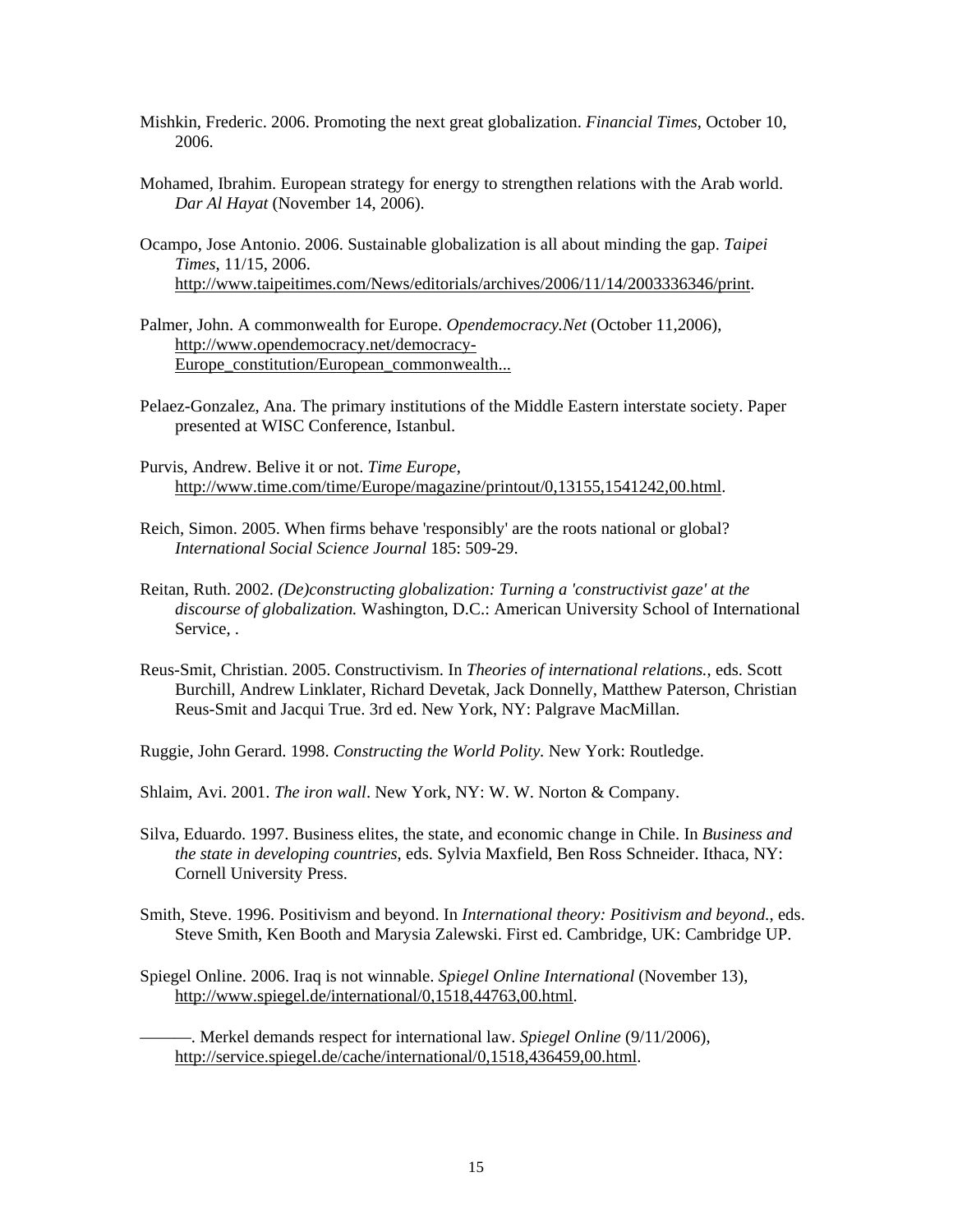Mishkin, Frederic. 2006. Promoting the next great globalization. *Financial Times*, October 10, 2006.

Mohamed, Ibrahim. European strategy for energy to strengthen relations with the Arab world. *Dar Al Hayat* (November 14, 2006).

Ocampo, Jose Antonio. 2006. Sustainable globalization is all about minding the gap. *Taipei Times*, 11/15, 2006. http://www.taipeitimes.com/News/editorials/archives/2006/11/14/2003336346/print.

Palmer, John. A commonwealth for Europe. *Opendemocracy.Net* (October 11,2006), http://www.opendemocracy.net/democracy-Europe_constitution/European_commonwealth...

Pelaez-Gonzalez, Ana. The primary institutions of the Middle Eastern interstate society. Paper presented at WISC Conference, Istanbul.

Purvis, Andrew. Belive it or not. *Time Europe*, http://www.time.com/time/Europe/magazine/printout/0,13155,1541242,00.html.

Reich, Simon. 2005. When firms behave 'responsibly' are the roots national or global? *International Social Science Journal* 185: 509-29.

Reitan, Ruth. 2002. *(De)constructing globalization: Turning a 'constructivist gaze' at the discourse of globalization.* Washington, D.C.: American University School of International Service, .

Reus-Smit, Christian. 2005. Constructivism. In *Theories of international relations.*, eds. Scott Burchill, Andrew Linklater, Richard Devetak, Jack Donnelly, Matthew Paterson, Christian Reus-Smit and Jacqui True. 3rd ed. New York, NY: Palgrave MacMillan.

Ruggie, John Gerard. 1998. *Constructing the World Polity.* New York: Routledge.

Shlaim, Avi. 2001. *The iron wall*. New York, NY: W. W. Norton & Company.

Silva, Eduardo. 1997. Business elites, the state, and economic change in Chile. In *Business and the state in developing countries*, eds. Sylvia Maxfield, Ben Ross Schneider. Ithaca, NY: Cornell University Press.

Smith, Steve. 1996. Positivism and beyond. In *International theory: Positivism and beyond.*, eds. Steve Smith, Ken Booth and Marysia Zalewski. First ed. Cambridge, UK: Cambridge UP.

Spiegel Online. 2006. Iraq is not winnable. *Spiegel Online International* (November 13), http://www.spiegel.de/international/0,1518,44763,00.html.

———. Merkel demands respect for international law. *Spiegel Online* (9/11/2006), http://service.spiegel.de/cache/international/0,1518,436459,00.html.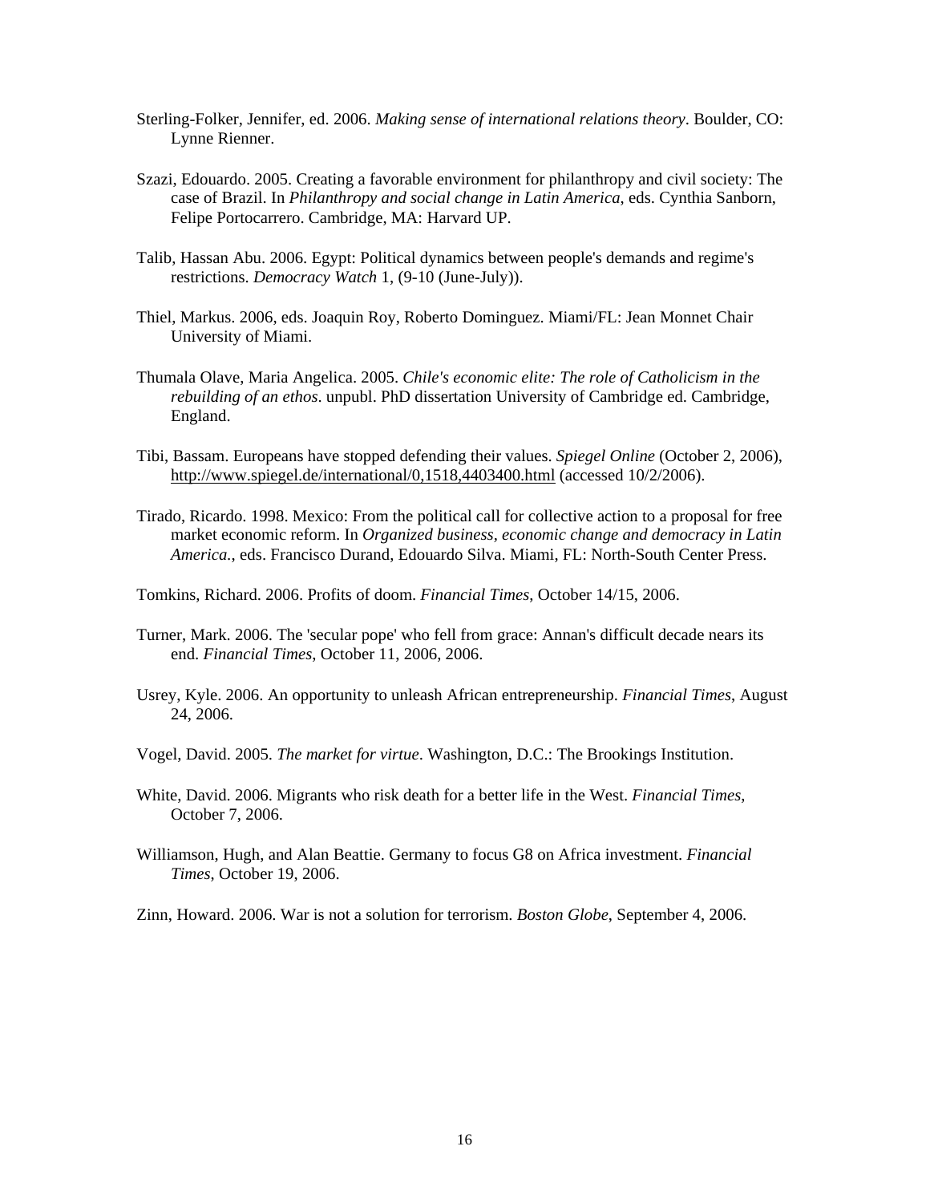Sterling-Folker, Jennifer, ed. 2006. *Making sense of international relations theory*. Boulder, CO: Lynne Rienner.

Szazi, Edouardo. 2005. Creating a favorable environment for philanthropy and civil society: The case of Brazil. In *Philanthropy and social change in Latin America*, eds. Cynthia Sanborn, Felipe Portocarrero. Cambridge, MA: Harvard UP.

Talib, Hassan Abu. 2006. Egypt: Political dynamics between people's demands and regime's restrictions. *Democracy Watch* 1, (9-10 (June-July)).

Thiel, Markus. 2006, eds. Joaquin Roy, Roberto Dominguez. Miami/FL: Jean Monnet Chair University of Miami.

Thumala Olave, Maria Angelica. 2005. *Chile's economic elite: The role of Catholicism in the rebuilding of an ethos*. unpubl. PhD dissertation University of Cambridge ed. Cambridge, England.

Tibi, Bassam. Europeans have stopped defending their values. *Spiegel Online* (October 2, 2006), http://www.spiegel.de/international/0,1518,4403400.html (accessed 10/2/2006).

Tirado, Ricardo. 1998. Mexico: From the political call for collective action to a proposal for free market economic reform. In *Organized business, economic change and democracy in Latin America.*, eds. Francisco Durand, Edouardo Silva. Miami, FL: North-South Center Press.

Tomkins, Richard. 2006. Profits of doom. *Financial Times*, October 14/15, 2006.

Turner, Mark. 2006. The 'secular pope' who fell from grace: Annan's difficult decade nears its end. *Financial Times*, October 11, 2006, 2006.

Usrey, Kyle. 2006. An opportunity to unleash African entrepreneurship. *Financial Times*, August 24, 2006.

Vogel, David. 2005. *The market for virtue*. Washington, D.C.: The Brookings Institution.

White, David. 2006. Migrants who risk death for a better life in the West. *Financial Times*, October 7, 2006.

Williamson, Hugh, and Alan Beattie. Germany to focus G8 on Africa investment. *Financial Times*, October 19, 2006.

Zinn, Howard. 2006. War is not a solution for terrorism. *Boston Globe*, September 4, 2006.